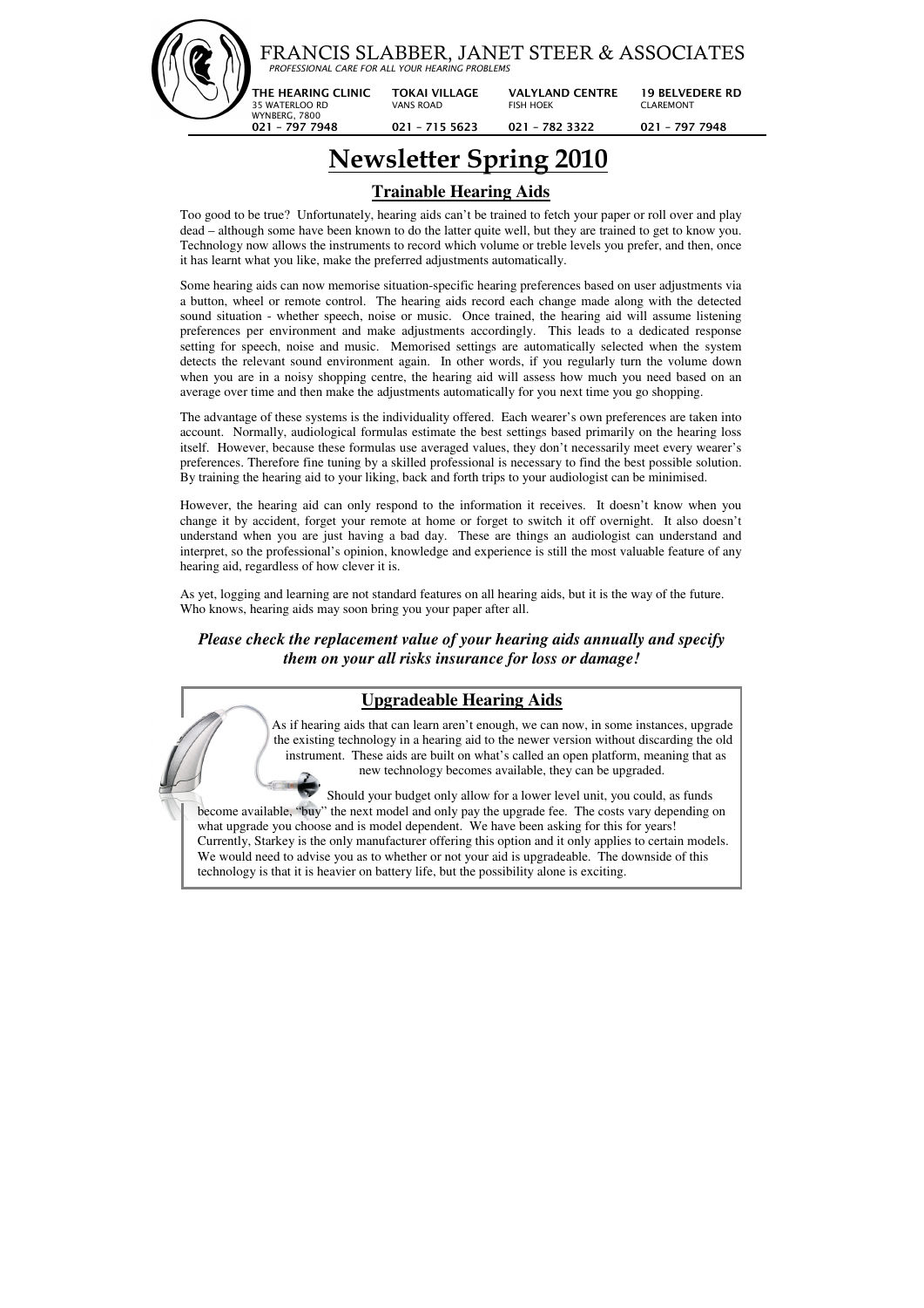FRANCIS SLABBER, JANET STEER & ASSOCIATES

*PROFESSIONAL CARE FOR ALL YOUR HEARING PROBLEMS*

| THE HEARING CLINIC | TOKAI VILLAGE | VALYLAND CENTRE | 19 BELVEDERE RD |
|---|---|---|---|
| 35 WATERLOO RD WYNBERG, 7800 | VANS ROAD | FISH HOEK | CLAREMONT |
| 021 – 797 7948 | 021 – 715 5623 | 021 – 782 3322 | 021 – 797 7948 |

# Newsletter Spring 2010

## Trainable Hearing Aids

Too good to be true? Unfortunately, hearing aids can't be trained to fetch your paper or roll over and play dead – although some have been known to do the latter quite well, but they are trained to get to know you. Technology now allows the instruments to record which volume or treble levels you prefer, and then, once it has learnt what you like, make the preferred adjustments automatically.

Some hearing aids can now memorise situation-specific hearing preferences based on user adjustments via a button, wheel or remote control. The hearing aids record each change made along with the detected sound situation - whether speech, noise or music. Once trained, the hearing aid will assume listening preferences per environment and make adjustments accordingly. This leads to a dedicated response setting for speech, noise and music. Memorised settings are automatically selected when the system detects the relevant sound environment again. In other words, if you regularly turn the volume down when you are in a noisy shopping centre, the hearing aid will assess how much you need based on an average over time and then make the adjustments automatically for you next time you go shopping.

The advantage of these systems is the individuality offered. Each wearer's own preferences are taken into account. Normally, audiological formulas estimate the best settings based primarily on the hearing loss itself. However, because these formulas use averaged values, they don't necessarily meet every wearer's preferences. Therefore fine tuning by a skilled professional is necessary to find the best possible solution. By training the hearing aid to your liking, back and forth trips to your audiologist can be minimised.

However, the hearing aid can only respond to the information it receives. It doesn't know when you change it by accident, forget your remote at home or forget to switch it off overnight. It also doesn't understand when you are just having a bad day. These are things an audiologist can understand and interpret, so the professional's opinion, knowledge and experience is still the most valuable feature of any hearing aid, regardless of how clever it is.

As yet, logging and learning are not standard features on all hearing aids, but it is the way of the future. Who knows, hearing aids may soon bring you your paper after all.

***Please check the replacement value of your hearing aids annually and specify them on your all risks insurance for loss or damage!***

## Upgradeable Hearing Aids

As if hearing aids that can learn aren't enough, we can now, in some instances, upgrade the existing technology in a hearing aid to the newer version without discarding the old instrument. These aids are built on what's called an open platform, meaning that as new technology becomes available, they can be upgraded.

Should your budget only allow for a lower level unit, you could, as funds become available, "buy" the next model and only pay the upgrade fee. The costs vary depending on what upgrade you choose and is model dependent. We have been asking for this for years! Currently, Starkey is the only manufacturer offering this option and it only applies to certain models. We would need to advise you as to whether or not your aid is upgradeable. The downside of this technology is that it is heavier on battery life, but the possibility alone is exciting.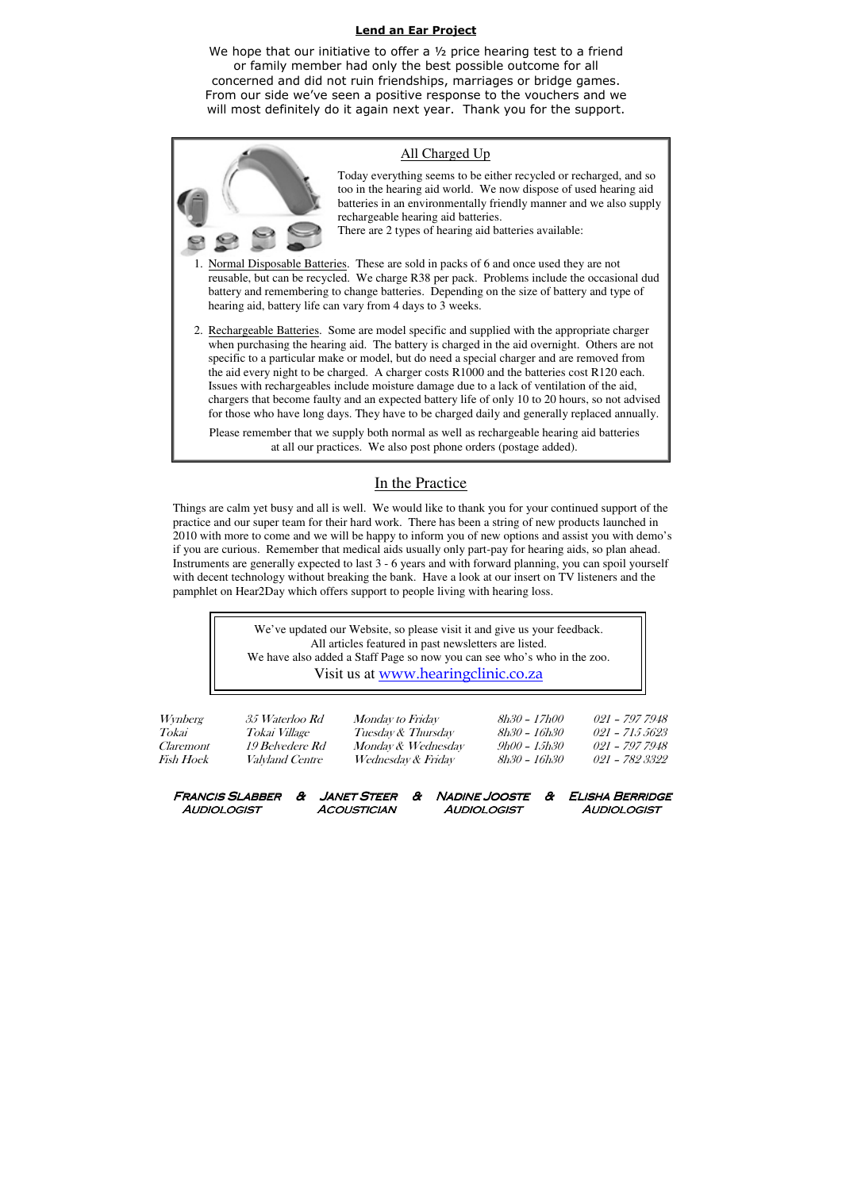## Lend an Ear Project

We hope that our initiative to offer a ½ price hearing test to a friend or family member had only the best possible outcome for all concerned and did not ruin friendships, marriages or bridge games. From our side we've seen a positive response to the vouchers and we will most definitely do it again next year. Thank you for the support.

## All Charged Up

Today everything seems to be either recycled or recharged, and so too in the hearing aid world. We now dispose of used hearing aid batteries in an environmentally friendly manner and we also supply rechargeable hearing aid batteries.
There are 2 types of hearing aid batteries available:

1. Normal Disposable Batteries. These are sold in packs of 6 and once used they are not reusable, but can be recycled. We charge R38 per pack. Problems include the occasional dud battery and remembering to change batteries. Depending on the size of battery and type of hearing aid, battery life can vary from 4 days to 3 weeks.

2. Rechargeable Batteries. Some are model specific and supplied with the appropriate charger when purchasing the hearing aid. The battery is charged in the aid overnight. Others are not specific to a particular make or model, but do need a special charger and are removed from the aid every night to be charged. A charger costs R1000 and the batteries cost R120 each. Issues with rechargeables include moisture damage due to a lack of ventilation of the aid, chargers that become faulty and an expected battery life of only 10 to 20 hours, so not advised for those who have long days. They have to be charged daily and generally replaced annually.

Please remember that we supply both normal as well as rechargeable hearing aid batteries at all our practices. We also post phone orders (postage added).

## In the Practice

Things are calm yet busy and all is well. We would like to thank you for your continued support of the practice and our super team for their hard work. There has been a string of new products launched in 2010 with more to come and we will be happy to inform you of new options and assist you with demo's if you are curious. Remember that medical aids usually only part-pay for hearing aids, so plan ahead. Instruments are generally expected to last 3 - 6 years and with forward planning, you can spoil yourself with decent technology without breaking the bank. Have a look at our insert on TV listeners and the pamphlet on Hear2Day which offers support to people living with hearing loss.

We've updated our Website, so please visit it and give us your feedback.
All articles featured in past newsletters are listed.
We have also added a Staff Page so now you can see who's who in the zoo.
Visit us at www.hearingclinic.co.za

| | | | | |
|---|---|---|---|---|
| *Wynberg* | *35 Waterloo Rd* | *Monday to Friday* | *8h30 – 17h00* | *021 – 797 7948* |
| *Tokai* | *Tokai Village* | *Tuesday & Thursday* | *8h30 – 16h30* | *021 – 715 5623* |
| *Claremont* | *19 Belvedere Rd* | *Monday & Wednesday* | *9h00 – 13h30* | *021 – 797 7948* |
| *Fish Hoek* | *Valyland Centre* | *Wednesday & Friday* | *8h30 – 16h30* | *021 – 782 3322* |

***FRANCIS SLABBER*** *Audiologist* **&** ***JANET STEER*** *Acoustician* **&** ***NADINE JOOSTE*** *Audiologist* **&** ***ELISHA BERRIDGE*** *Audiologist*